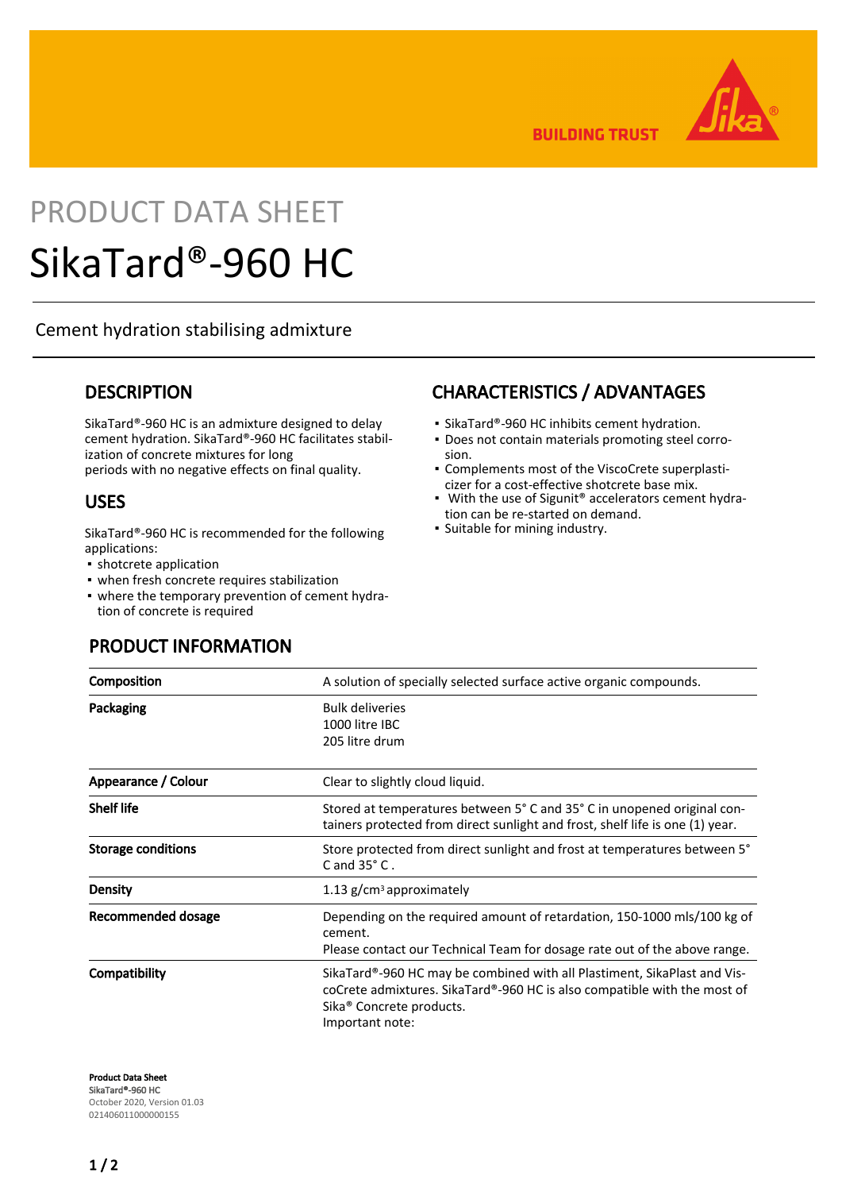BUILDING TRUST

# PRODUCT DATA SHEET

# SikaTard®-960 HC

Cement hydration stabilising admixture

## DESCRIPTION

SikaTard®-960 HC is an admixture designed to delay cement hydration. SikaTard®-960 HC facilitates stabilization of concrete mixtures for long periods with no negative effects on final quality.

## USES

SikaTard®-960 HC is recommended for the following applications:

- shotcrete application
- when fresh concrete requires stabilization
- where the temporary prevention of cement hydration of concrete is required

## CHARACTERISTICS / ADVANTAGES

- SikaTard®-960 HC inhibits cement hydration.
- Does not contain materials promoting steel corrosion.
- Complements most of the ViscoCrete superplasticizer for a cost-effective shotcrete base mix.
- With the use of Sigunit® accelerators cement hydration can be re-started on demand.
- Suitable for mining industry.

## PRODUCT INFORMATION

| | |
|---|---|
| **Composition** | A solution of specially selected surface active organic compounds. |
| **Packaging** | Bulk deliveries<br>1000 litre IBC<br>205 litre drum |
| **Appearance / Colour** | Clear to slightly cloud liquid. |
| **Shelf life** | Stored at temperatures between 5° C and 35° C in unopened original containers protected from direct sunlight and frost, shelf life is one (1) year. |
| **Storage conditions** | Store protected from direct sunlight and frost at temperatures between 5° C and 35° C . |
| **Density** | 1.13 g/cm³ approximately |
| **Recommended dosage** | Depending on the required amount of retardation, 150-1000 mls/100 kg of cement.<br>Please contact our Technical Team for dosage rate out of the above range. |
| **Compatibility** | SikaTard®-960 HC may be combined with all Plastiment, SikaPlast and ViscoCrete admixtures. SikaTard®-960 HC is also compatible with the most of Sika® Concrete products.<br>Important note: |

**Product Data Sheet**
SikaTard®-960 HC
October 2020, Version 01.03
021406011000000155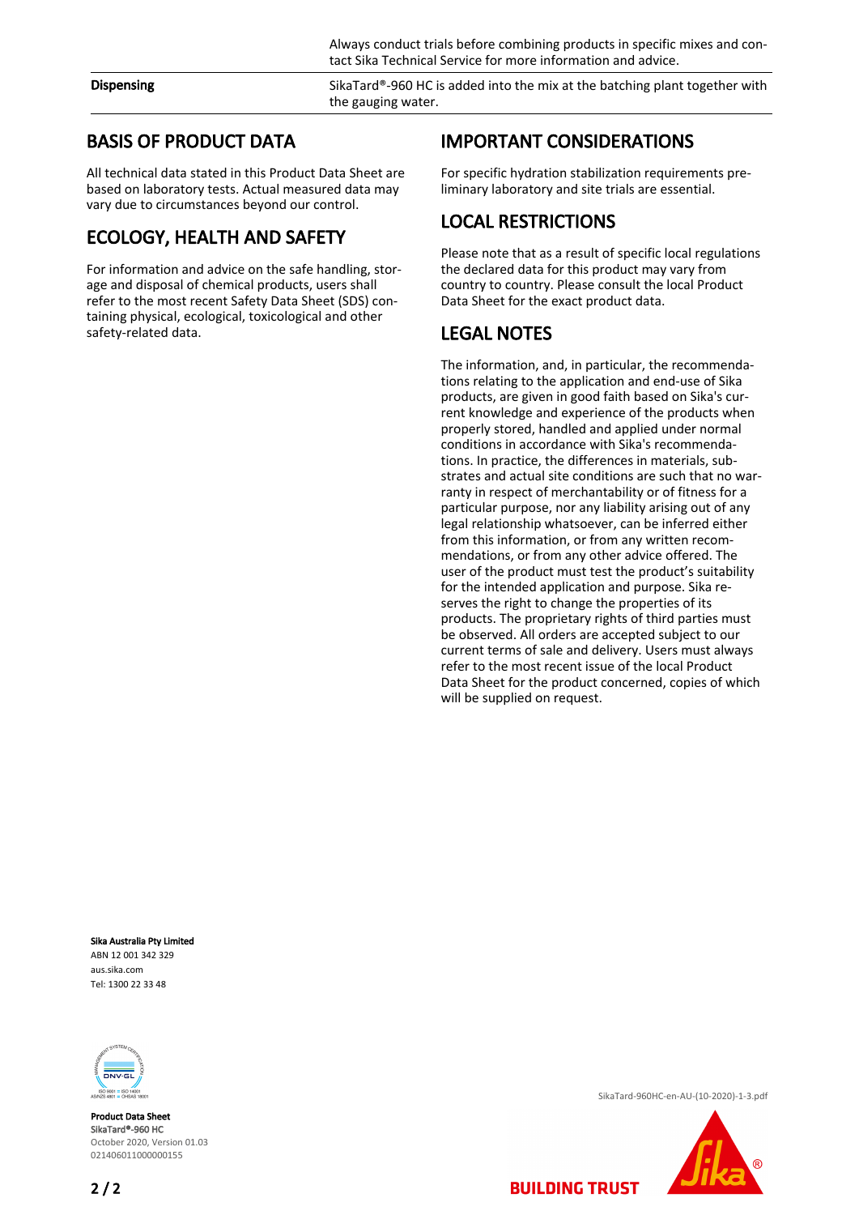| | |
|---|---|
| | Always conduct trials before combining products in specific mixes and contact Sika Technical Service for more information and advice. |
| **Dispensing** | SikaTard®-960 HC is added into the mix at the batching plant together with the gauging water. |

## BASIS OF PRODUCT DATA

All technical data stated in this Product Data Sheet are based on laboratory tests. Actual measured data may vary due to circumstances beyond our control.

## ECOLOGY, HEALTH AND SAFETY

For information and advice on the safe handling, storage and disposal of chemical products, users shall refer to the most recent Safety Data Sheet (SDS) containing physical, ecological, toxicological and other safety-related data.

## IMPORTANT CONSIDERATIONS

For specific hydration stabilization requirements preliminary laboratory and site trials are essential.

## LOCAL RESTRICTIONS

Please note that as a result of specific local regulations the declared data for this product may vary from country to country. Please consult the local Product Data Sheet for the exact product data.

## LEGAL NOTES

The information, and, in particular, the recommendations relating to the application and end-use of Sika products, are given in good faith based on Sika's current knowledge and experience of the products when properly stored, handled and applied under normal conditions in accordance with Sika's recommendations. In practice, the differences in materials, substrates and actual site conditions are such that no warranty in respect of merchantability or of fitness for a particular purpose, nor any liability arising out of any legal relationship whatsoever, can be inferred either from this information, or from any written recommendations, or from any other advice offered. The user of the product must test the product's suitability for the intended application and purpose. Sika reserves the right to change the properties of its products. The proprietary rights of third parties must be observed. All orders are accepted subject to our current terms of sale and delivery. Users must always refer to the most recent issue of the local Product Data Sheet for the product concerned, copies of which will be supplied on request.

**Sika Australia Pty Limited**
ABN 12 001 342 329
aus.sika.com
Tel: 1300 22 33 48

**Product Data Sheet**
**SikaTard®-960 HC**
October 2020, Version 01.03
021406011000000155

SikaTard-960HC-en-AU-(10-2020)-1-3.pdf